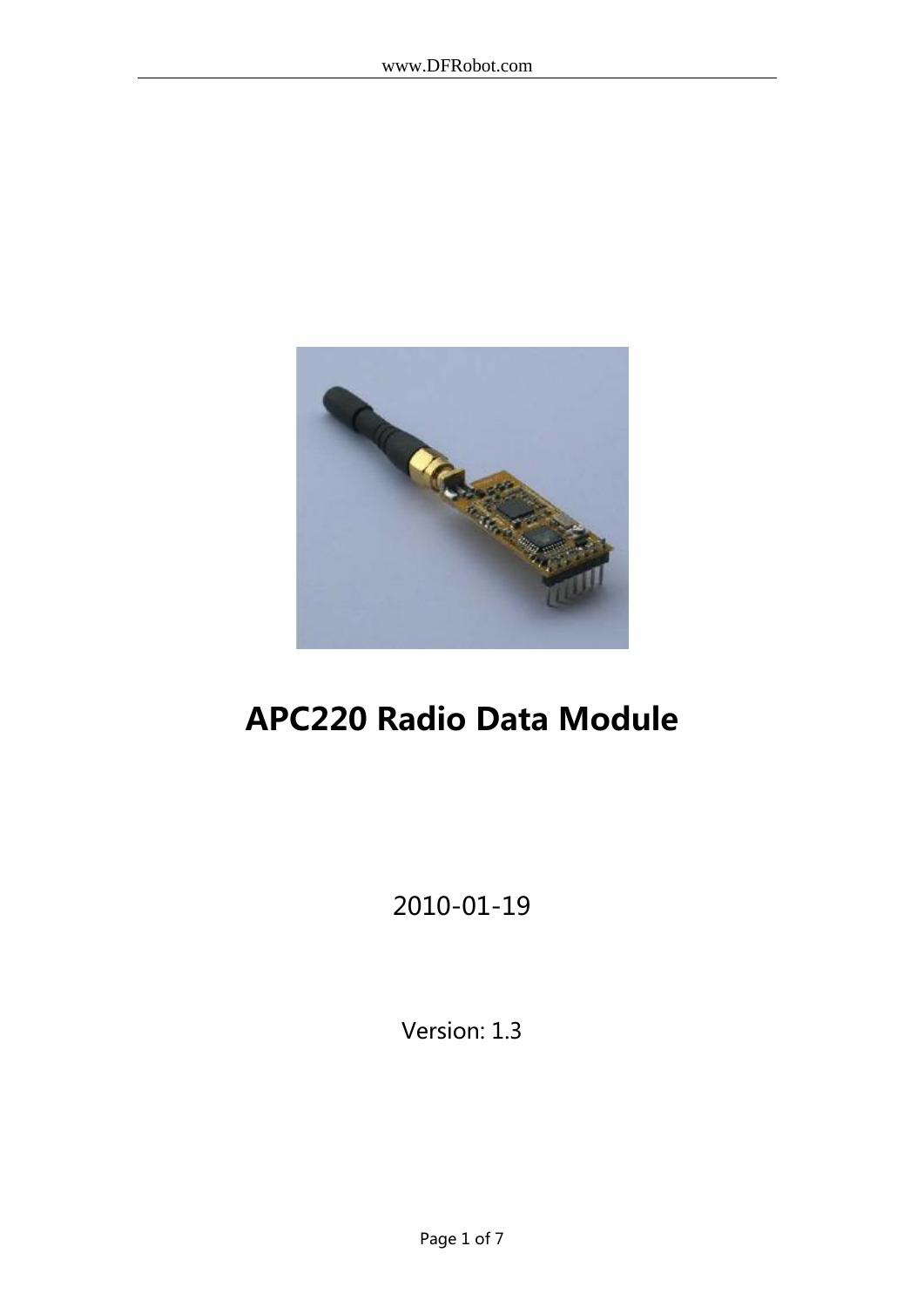# APC220 Radio Data Module

2010-01-19

Version: 1.3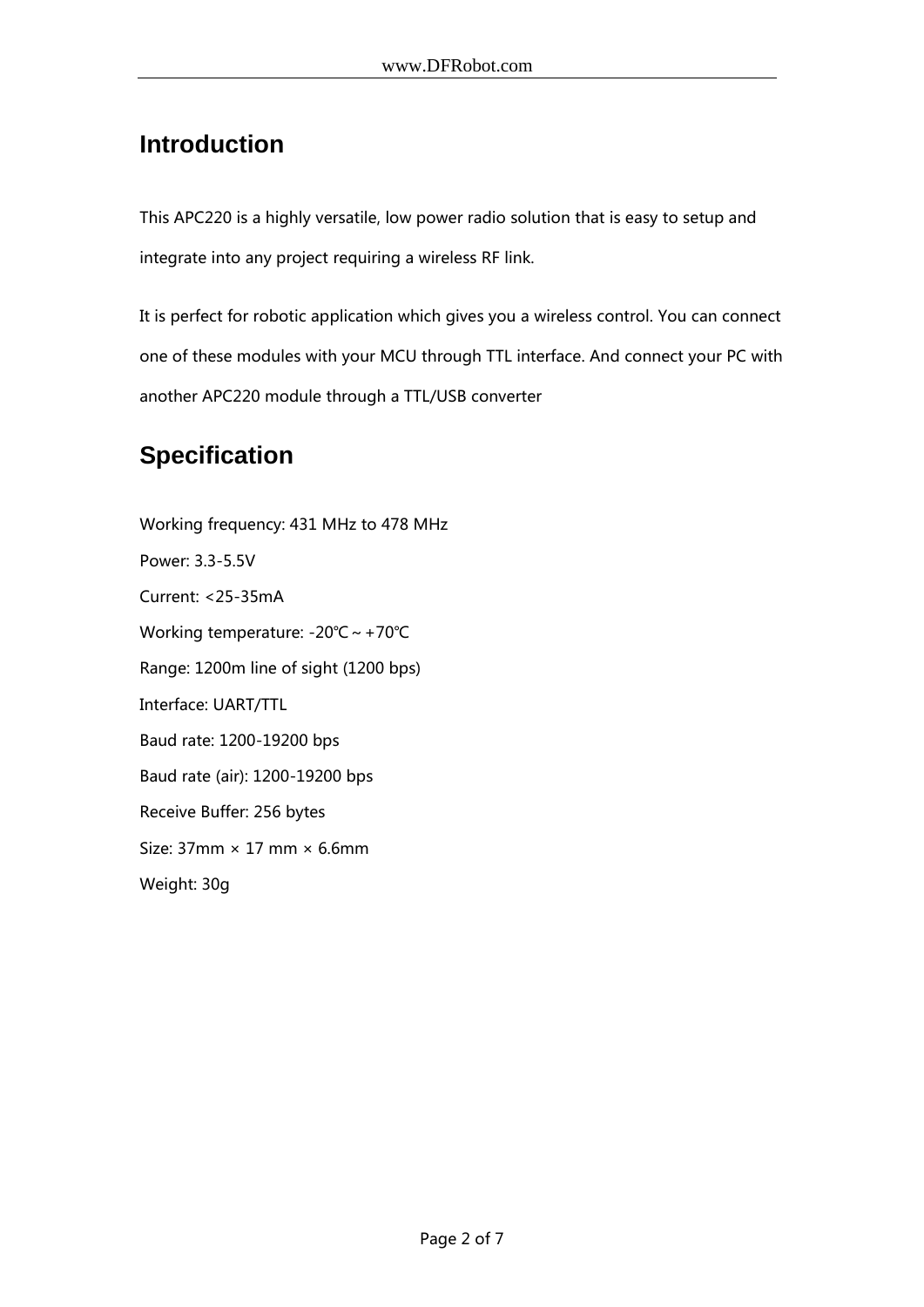## Introduction

This APC220 is a highly versatile, low power radio solution that is easy to setup and integrate into any project requiring a wireless RF link.

It is perfect for robotic application which gives you a wireless control. You can connect one of these modules with your MCU through TTL interface. And connect your PC with another APC220 module through a TTL/USB converter

## Specification

Working frequency: 431 MHz to 478 MHz

Power: 3.3-5.5V

Current: <25-35mA

Working temperature: -20℃ ~ +70℃

Range: 1200m line of sight (1200 bps)

Interface: UART/TTL

Baud rate: 1200-19200 bps

Baud rate (air): 1200-19200 bps

Receive Buffer: 256 bytes

Size: 37mm × 17 mm × 6.6mm

Weight: 30g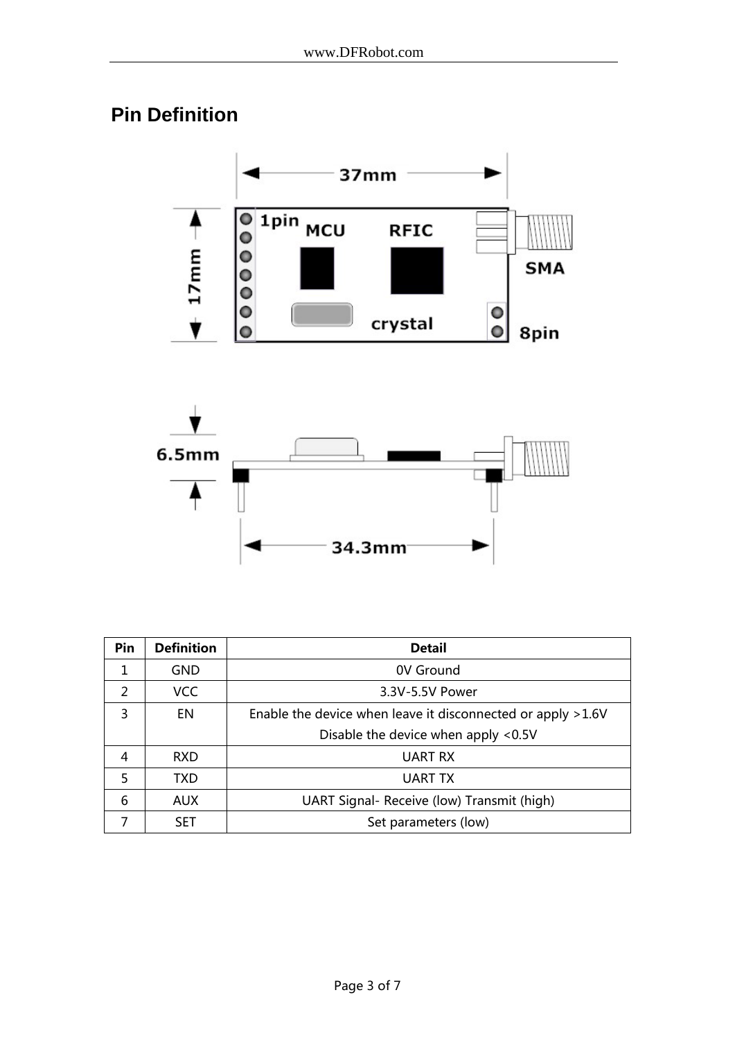## Pin Definition

| Pin | Definition | Detail |
| --- | --- | --- |
| 1 | GND | 0V Ground |
| 2 | VCC | 3.3V-5.5V Power |
| 3 | EN | Enable the device when leave it disconnected or apply >1.6V<br>Disable the device when apply <0.5V |
| 4 | RXD | UART RX |
| 5 | TXD | UART TX |
| 6 | AUX | UART Signal- Receive (low) Transmit (high) |
| 7 | SET | Set parameters (low) |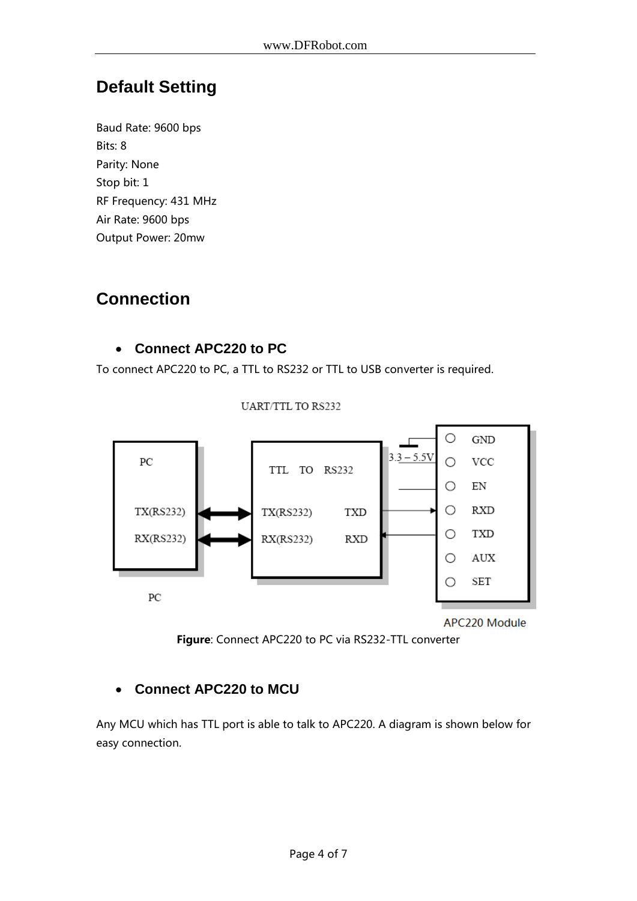## Default Setting

Baud Rate: 9600 bps
Bits: 8
Parity: None
Stop bit: 1
RF Frequency: 431 MHz
Air Rate: 9600 bps
Output Power: 20mw

## Connection

- ### Connect APC220 to PC

To connect APC220 to PC, a TTL to RS232 or TTL to USB converter is required.

UART/TTL TO RS232

PC

TX(RS232)

RX(RS232)

PC

TTL TO RS232

TX(RS232) TXD

RX(RS232) RXD

3.3 – 5.5V

GND

VCC

EN

RXD

TXD

AUX

SET

APC220 Module

**Figure**: Connect APC220 to PC via RS232-TTL converter

- ### Connect APC220 to MCU

Any MCU which has TTL port is able to talk to APC220. A diagram is shown below for easy connection.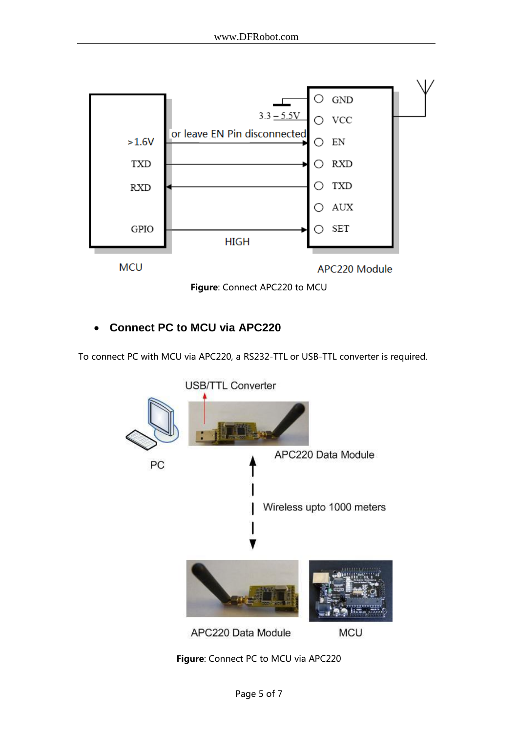**Figure**: Connect APC220 to MCU

- ## Connect PC to MCU via APC220

To connect PC with MCU via APC220, a RS232-TTL or USB-TTL converter is required.

**Figure**: Connect PC to MCU via APC220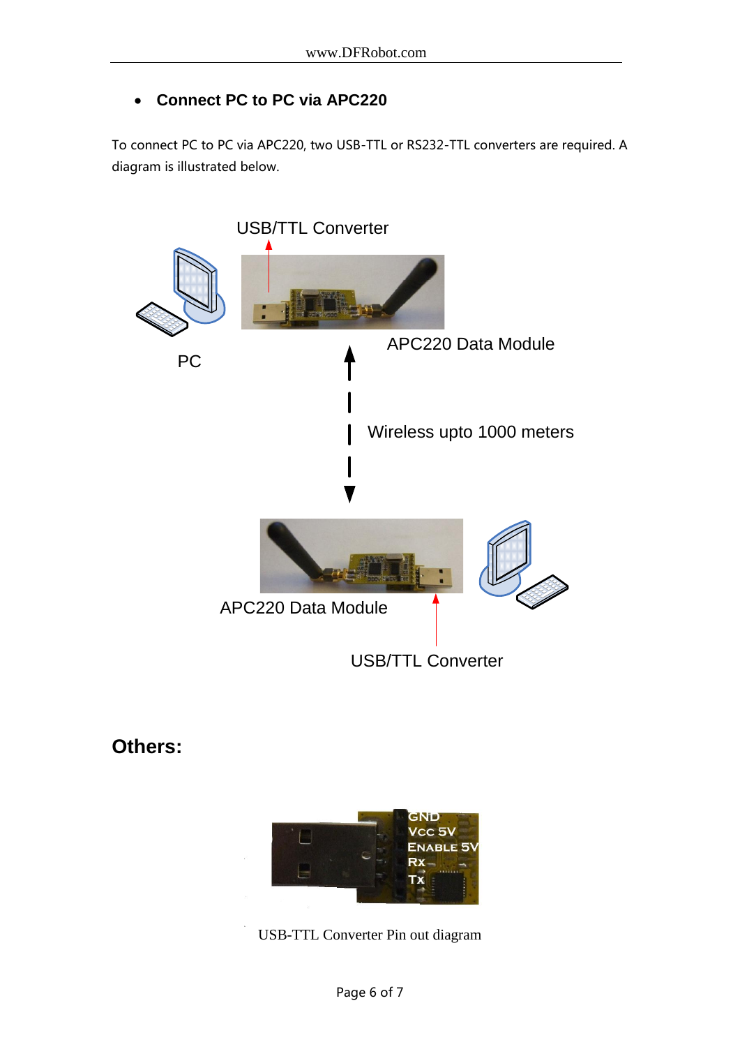- **Connect PC to PC via APC220**

To connect PC to PC via APC220, two USB-TTL or RS232-TTL converters are required. A diagram is illustrated below.

USB/TTL Converter

APC220 Data Module

PC

Wireless upto 1000 meters

APC220 Data Module

USB/TTL Converter

## Others:

GND
Vcc 5V
Enable 5V
Rx
Tx

USB-TTL Converter Pin out diagram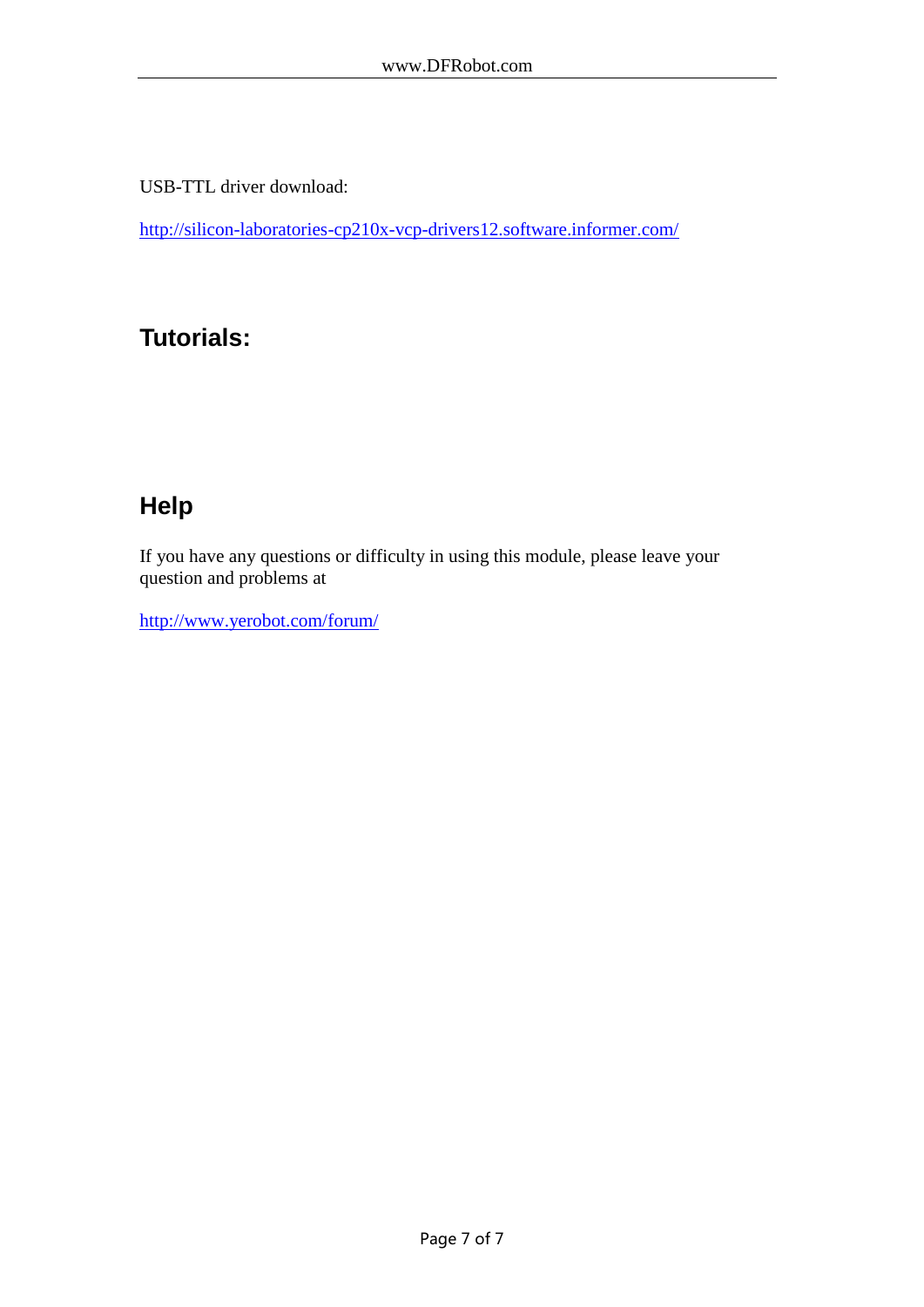USB-TTL driver download:

http://silicon-laboratories-cp210x-vcp-drivers12.software.informer.com/

## Tutorials:

## Help

If you have any questions or difficulty in using this module, please leave your question and problems at

http://www.yerobot.com/forum/